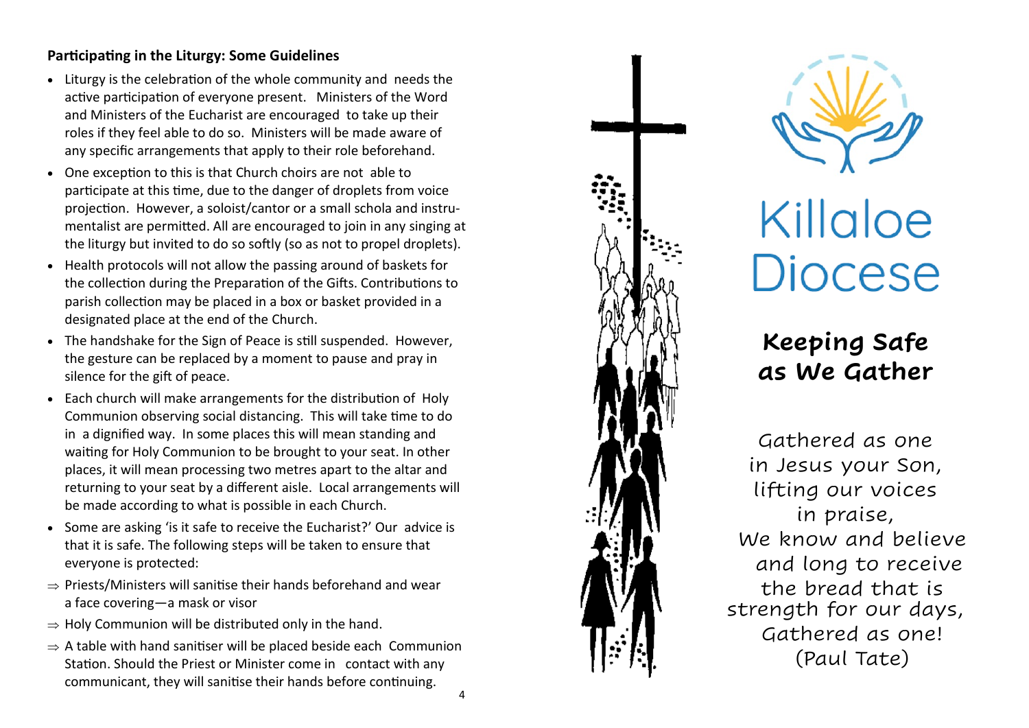**Participating in the Liturgy: Some Guidelines**

- Liturgy is the celebration of the whole community and needs the active participation of everyone present. Ministers of the Word and Ministers of the Eucharist are encouraged to take up their roles if they feel able to do so. Ministers will be made aware of any specific arrangements that apply to their role beforehand.
- One exception to this is that Church choirs are not able to participate at this time, due to the danger of droplets from voice projection. However, a soloist/cantor or a small schola and instrumentalist are permitted. All are encouraged to join in any singing at the liturgy but invited to do so softly (so as not to propel droplets).
- Health protocols will not allow the passing around of baskets for the collection during the Preparation of the Gifts. Contributions to parish collection may be placed in a box or basket provided in a designated place at the end of the Church.
- The handshake for the Sign of Peace is still suspended. However, the gesture can be replaced by a moment to pause and pray in silence for the gift of peace.
- Each church will make arrangements for the distribution of Holy Communion observing social distancing. This will take time to do in a dignified way. In some places this will mean standing and waiting for Holy Communion to be brought to your seat. In other places, it will mean processing two metres apart to the altar and returning to your seat by a different aisle. Local arrangements will be made according to what is possible in each Church.
- Some are asking 'is it safe to receive the Eucharist?' Our advice is that it is safe. The following steps will be taken to ensure that everyone is protected:

⇒ Priests/Ministers will sanitise their hands beforehand and wear a face covering—a mask or visor

⇒ Holy Communion will be distributed only in the hand.

⇒ A table with hand sanitiser will be placed beside each Communion Station. Should the Priest or Minister come in contact with any communicant, they will sanitise their hands before continuing.

Killaloe Diocese

# Keeping Safe as We Gather

*Gathered as one*
*in Jesus your Son,*
*lifting our voices*
*in praise,*
*We know and believe*
*and long to receive*
*the bread that is*
*strength for our days,*
*Gathered as one!*
*(Paul Tate)*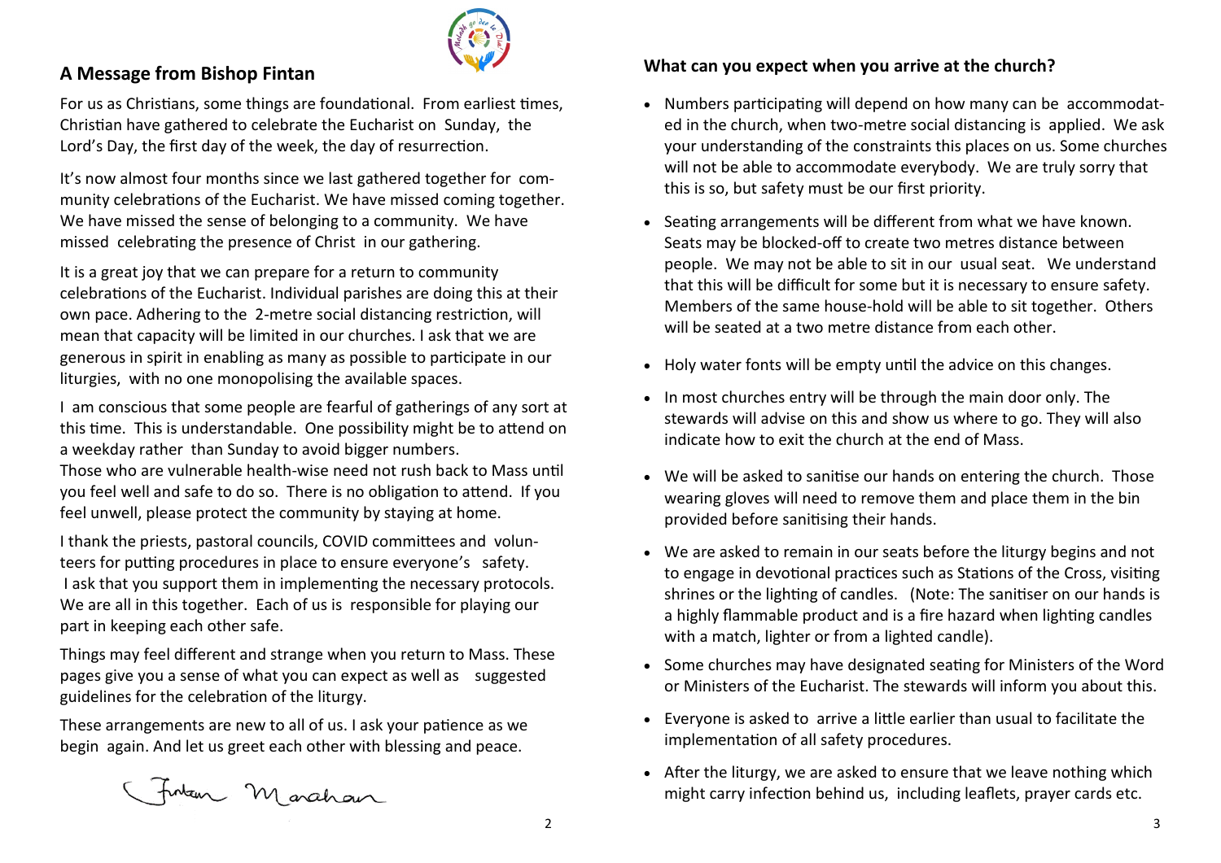## A Message from Bishop Fintan

For us as Christians, some things are foundational. From earliest times, Christian have gathered to celebrate the Eucharist on Sunday, the Lord's Day, the first day of the week, the day of resurrection.

It's now almost four months since we last gathered together for community celebrations of the Eucharist. We have missed coming together. We have missed the sense of belonging to a community. We have missed celebrating the presence of Christ in our gathering.

It is a great joy that we can prepare for a return to community celebrations of the Eucharist. Individual parishes are doing this at their own pace. Adhering to the 2-metre social distancing restriction, will mean that capacity will be limited in our churches. I ask that we are generous in spirit in enabling as many as possible to participate in our liturgies, with no one monopolising the available spaces.

I am conscious that some people are fearful of gatherings of any sort at this time. This is understandable. One possibility might be to attend on a weekday rather than Sunday to avoid bigger numbers.
Those who are vulnerable health-wise need not rush back to Mass until you feel well and safe to do so. There is no obligation to attend. If you feel unwell, please protect the community by staying at home.

I thank the priests, pastoral councils, COVID committees and volunteers for putting procedures in place to ensure everyone's safety. I ask that you support them in implementing the necessary protocols. We are all in this together. Each of us is responsible for playing our part in keeping each other safe.

Things may feel different and strange when you return to Mass. These pages give you a sense of what you can expect as well as suggested guidelines for the celebration of the liturgy.

These arrangements are new to all of us. I ask your patience as we begin again. And let us greet each other with blessing and peace.

Fintan Monahan

### What can you expect when you arrive at the church?

- Numbers participating will depend on how many can be accommodated in the church, when two-metre social distancing is applied. We ask your understanding of the constraints this places on us. Some churches will not be able to accommodate everybody. We are truly sorry that this is so, but safety must be our first priority.
- Seating arrangements will be different from what we have known. Seats may be blocked-off to create two metres distance between people. We may not be able to sit in our usual seat. We understand that this will be difficult for some but it is necessary to ensure safety. Members of the same house-hold will be able to sit together. Others will be seated at a two metre distance from each other.
- Holy water fonts will be empty until the advice on this changes.
- In most churches entry will be through the main door only. The stewards will advise on this and show us where to go. They will also indicate how to exit the church at the end of Mass.
- We will be asked to sanitise our hands on entering the church. Those wearing gloves will need to remove them and place them in the bin provided before sanitising their hands.
- We are asked to remain in our seats before the liturgy begins and not to engage in devotional practices such as Stations of the Cross, visiting shrines or the lighting of candles. (Note: The sanitiser on our hands is a highly flammable product and is a fire hazard when lighting candles with a match, lighter or from a lighted candle).
- Some churches may have designated seating for Ministers of the Word or Ministers of the Eucharist. The stewards will inform you about this.
- Everyone is asked to arrive a little earlier than usual to facilitate the implementation of all safety procedures.
- After the liturgy, we are asked to ensure that we leave nothing which might carry infection behind us, including leaflets, prayer cards etc.